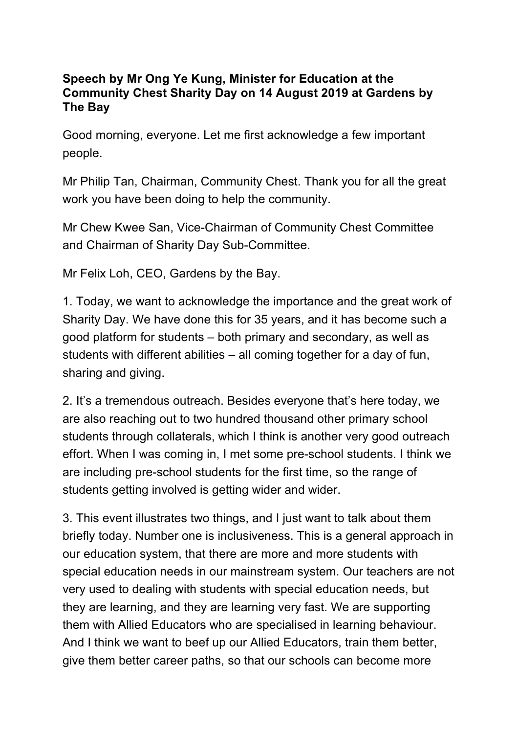**Speech by Mr Ong Ye Kung, Minister for Education at the Community Chest Sharity Day on 14 August 2019 at Gardens by The Bay**

Good morning, everyone. Let me first acknowledge a few important people.

Mr Philip Tan, Chairman, Community Chest. Thank you for all the great work you have been doing to help the community.

Mr Chew Kwee San, Vice-Chairman of Community Chest Committee and Chairman of Sharity Day Sub-Committee.

Mr Felix Loh, CEO, Gardens by the Bay.

1. Today, we want to acknowledge the importance and the great work of Sharity Day. We have done this for 35 years, and it has become such a good platform for students – both primary and secondary, as well as students with different abilities – all coming together for a day of fun, sharing and giving.

2. It's a tremendous outreach. Besides everyone that's here today, we are also reaching out to two hundred thousand other primary school students through collaterals, which I think is another very good outreach effort. When I was coming in, I met some pre-school students. I think we are including pre-school students for the first time, so the range of students getting involved is getting wider and wider.

3. This event illustrates two things, and I just want to talk about them briefly today. Number one is inclusiveness. This is a general approach in our education system, that there are more and more students with special education needs in our mainstream system. Our teachers are not very used to dealing with students with special education needs, but they are learning, and they are learning very fast. We are supporting them with Allied Educators who are specialised in learning behaviour. And I think we want to beef up our Allied Educators, train them better, give them better career paths, so that our schools can become more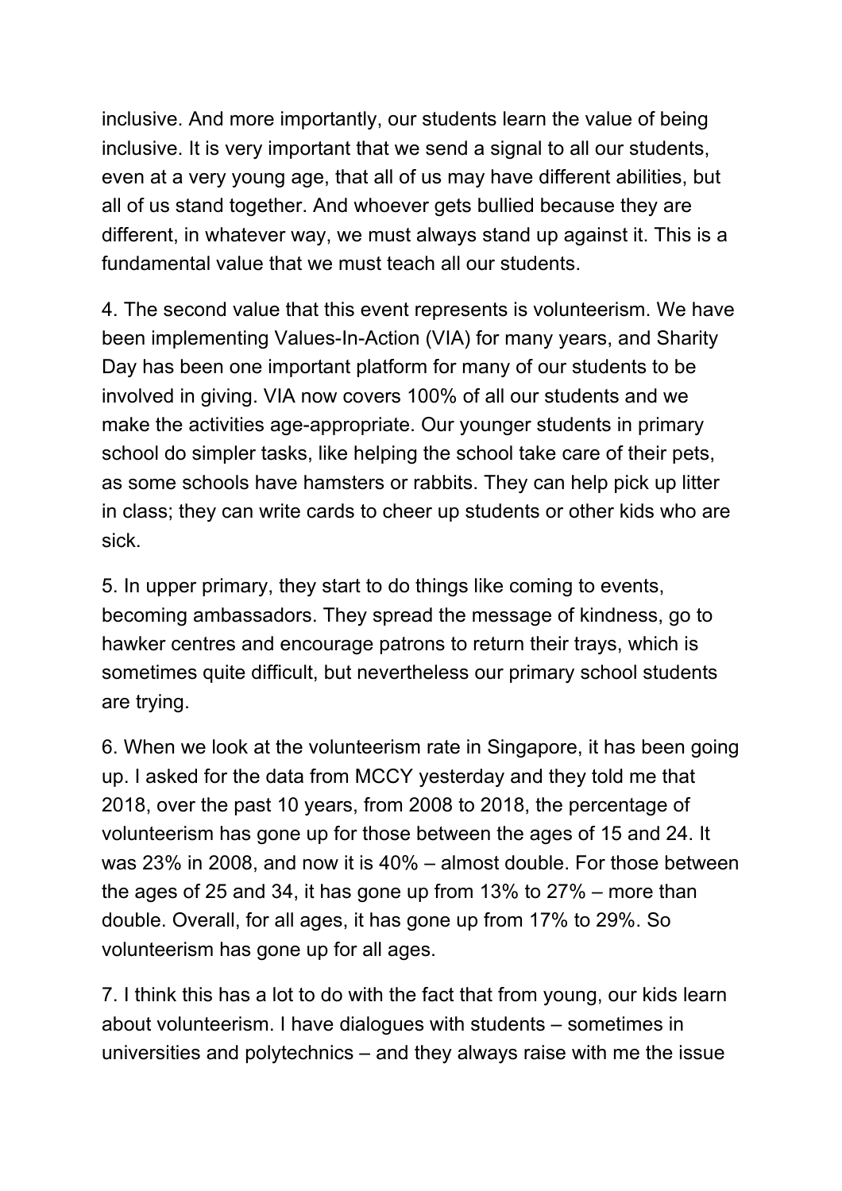inclusive. And more importantly, our students learn the value of being inclusive. It is very important that we send a signal to all our students, even at a very young age, that all of us may have different abilities, but all of us stand together. And whoever gets bullied because they are different, in whatever way, we must always stand up against it. This is a fundamental value that we must teach all our students.

4. The second value that this event represents is volunteerism. We have been implementing Values-In-Action (VIA) for many years, and Sharity Day has been one important platform for many of our students to be involved in giving. VIA now covers 100% of all our students and we make the activities age-appropriate. Our younger students in primary school do simpler tasks, like helping the school take care of their pets, as some schools have hamsters or rabbits. They can help pick up litter in class; they can write cards to cheer up students or other kids who are sick.

5. In upper primary, they start to do things like coming to events, becoming ambassadors. They spread the message of kindness, go to hawker centres and encourage patrons to return their trays, which is sometimes quite difficult, but nevertheless our primary school students are trying.

6. When we look at the volunteerism rate in Singapore, it has been going up. I asked for the data from MCCY yesterday and they told me that 2018, over the past 10 years, from 2008 to 2018, the percentage of volunteerism has gone up for those between the ages of 15 and 24. It was 23% in 2008, and now it is 40% – almost double. For those between the ages of 25 and 34, it has gone up from 13% to 27% – more than double. Overall, for all ages, it has gone up from 17% to 29%. So volunteerism has gone up for all ages.

7. I think this has a lot to do with the fact that from young, our kids learn about volunteerism. I have dialogues with students – sometimes in universities and polytechnics – and they always raise with me the issue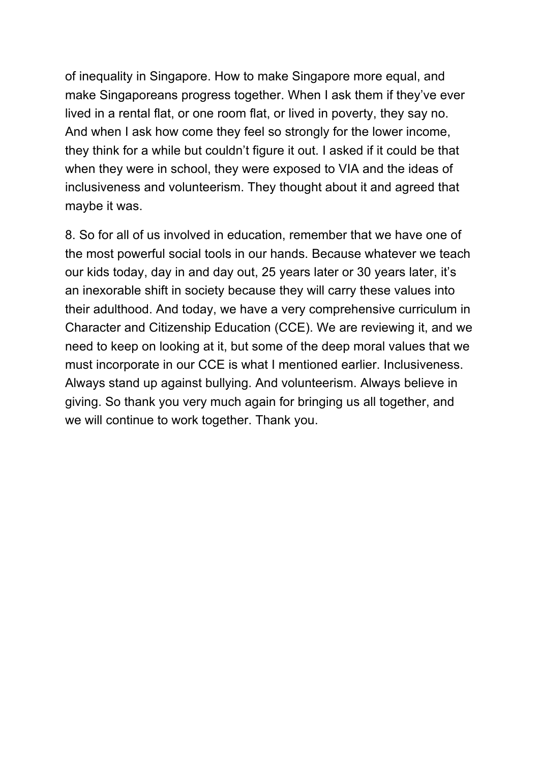of inequality in Singapore. How to make Singapore more equal, and make Singaporeans progress together. When I ask them if they've ever lived in a rental flat, or one room flat, or lived in poverty, they say no. And when I ask how come they feel so strongly for the lower income, they think for a while but couldn't figure it out. I asked if it could be that when they were in school, they were exposed to VIA and the ideas of inclusiveness and volunteerism. They thought about it and agreed that maybe it was.

8. So for all of us involved in education, remember that we have one of the most powerful social tools in our hands. Because whatever we teach our kids today, day in and day out, 25 years later or 30 years later, it's an inexorable shift in society because they will carry these values into their adulthood. And today, we have a very comprehensive curriculum in Character and Citizenship Education (CCE). We are reviewing it, and we need to keep on looking at it, but some of the deep moral values that we must incorporate in our CCE is what I mentioned earlier. Inclusiveness. Always stand up against bullying. And volunteerism. Always believe in giving. So thank you very much again for bringing us all together, and we will continue to work together. Thank you.